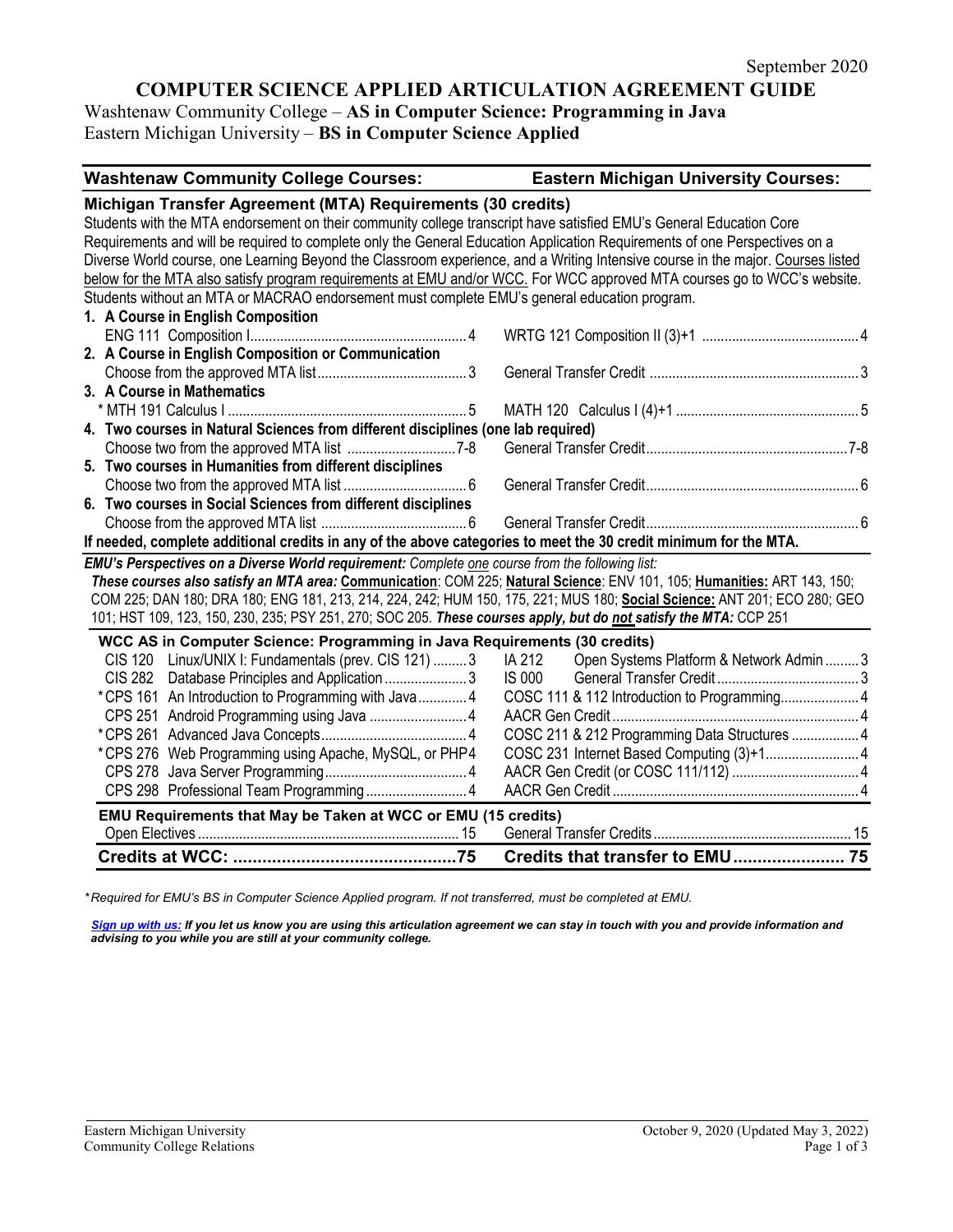September 2020

# COMPUTER SCIENCE APPLIED ARTICULATION AGREEMENT GUIDE

Washtenaw Community College – **AS in Computer Science: Programming in Java**
Eastern Michigan University – **BS in Computer Science Applied**

| Washtenaw Community College Courses: | | Eastern Michigan University Courses: | |
|---|---|---|---|
| **Michigan Transfer Agreement (MTA) Requirements (30 credits)** | | | |

Students with the MTA endorsement on their community college transcript have satisfied EMU's General Education Core Requirements and will be required to complete only the General Education Application Requirements of one Perspectives on a Diverse World course, one Learning Beyond the Classroom experience, and a Writing Intensive course in the major. Courses listed below for the MTA also satisfy program requirements at EMU and/or WCC. For WCC approved MTA courses go to WCC's website. Students without an MTA or MACRAO endorsement must complete EMU's general education program.

| WCC Course | Credits | EMU Course | Credits |
|---|---|---|---|
| **1. A Course in English Composition** | | | |
| ENG 111 Composition I | 4 | WRTG 121 Composition II (3)+1 | 4 |
| **2. A Course in English Composition or Communication** | | | |
| Choose from the approved MTA list | 3 | General Transfer Credit | 3 |
| **3. A Course in Mathematics** | | | |
| * MTH 191 Calculus I | 5 | MATH 120 Calculus I (4)+1 | 5 |
| **4. Two courses in Natural Sciences from different disciplines (one lab required)** | | | |
| Choose two from the approved MTA list | 7-8 | General Transfer Credit | 7-8 |
| **5. Two courses in Humanities from different disciplines** | | | |
| Choose two from the approved MTA list | 6 | General Transfer Credit | 6 |
| **6. Two courses in Social Sciences from different disciplines** | | | |
| Choose from the approved MTA list | 6 | General Transfer Credit | 6 |

**If needed, complete additional credits in any of the above categories to meet the 30 credit minimum for the MTA.**

***EMU's Perspectives on a Diverse World requirement:*** *Complete one course from the following list:*
***These courses also satisfy an MTA area:*** **Communication**: COM 225; **Natural Science**: ENV 101, 105; **Humanities:** ART 143, 150; COM 225; DAN 180; DRA 180; ENG 181, 213, 214, 224, 242; HUM 150, 175, 221; MUS 180; **Social Science:** ANT 201; ECO 280; GEO 101; HST 109, 123, 150, 230, 235; PSY 251, 270; SOC 205. ***These courses apply, but do not satisfy the MTA:*** CCP 251

| WCC Course | Credits | EMU Course | Credits |
|---|---|---|---|
| **WCC AS in Computer Science: Programming in Java Requirements (30 credits)** | | | |
| CIS 120 Linux/UNIX I: Fundamentals (prev. CIS 121) | 3 | IA 212 Open Systems Platform & Network Admin | 3 |
| CIS 282 Database Principles and Application | 3 | IS 000 General Transfer Credit | 3 |
| *CPS 161 An Introduction to Programming with Java | 4 | COSC 111 & 112 Introduction to Programming | 4 |
| CPS 251 Android Programming using Java | 4 | AACR Gen Credit | 4 |
| *CPS 261 Advanced Java Concepts | 4 | COSC 211 & 212 Programming Data Structures | 4 |
| *CPS 276 Web Programming using Apache, MySQL, or PHP | 4 | COSC 231 Internet Based Computing (3)+1 | 4 |
| CPS 278 Java Server Programming | 4 | AACR Gen Credit (or COSC 111/112) | 4 |
| CPS 298 Professional Team Programming | 4 | AACR Gen Credit | 4 |
| **EMU Requirements that May be Taken at WCC or EMU (15 credits)** | | | |
| Open Electives | 15 | General Transfer Credits | 15 |
| **Credits at WCC:** | **75** | **Credits that transfer to EMU** | **75** |

**Required for EMU's BS in Computer Science Applied program. If not transferred, must be completed at EMU.*

***Sign up with us:** If you let us know you are using this articulation agreement we can stay in touch with you and provide information and advising to you while you are still at your community college.*

Eastern Michigan University
Community College Relations

October 9, 2020 (Updated May 3, 2022)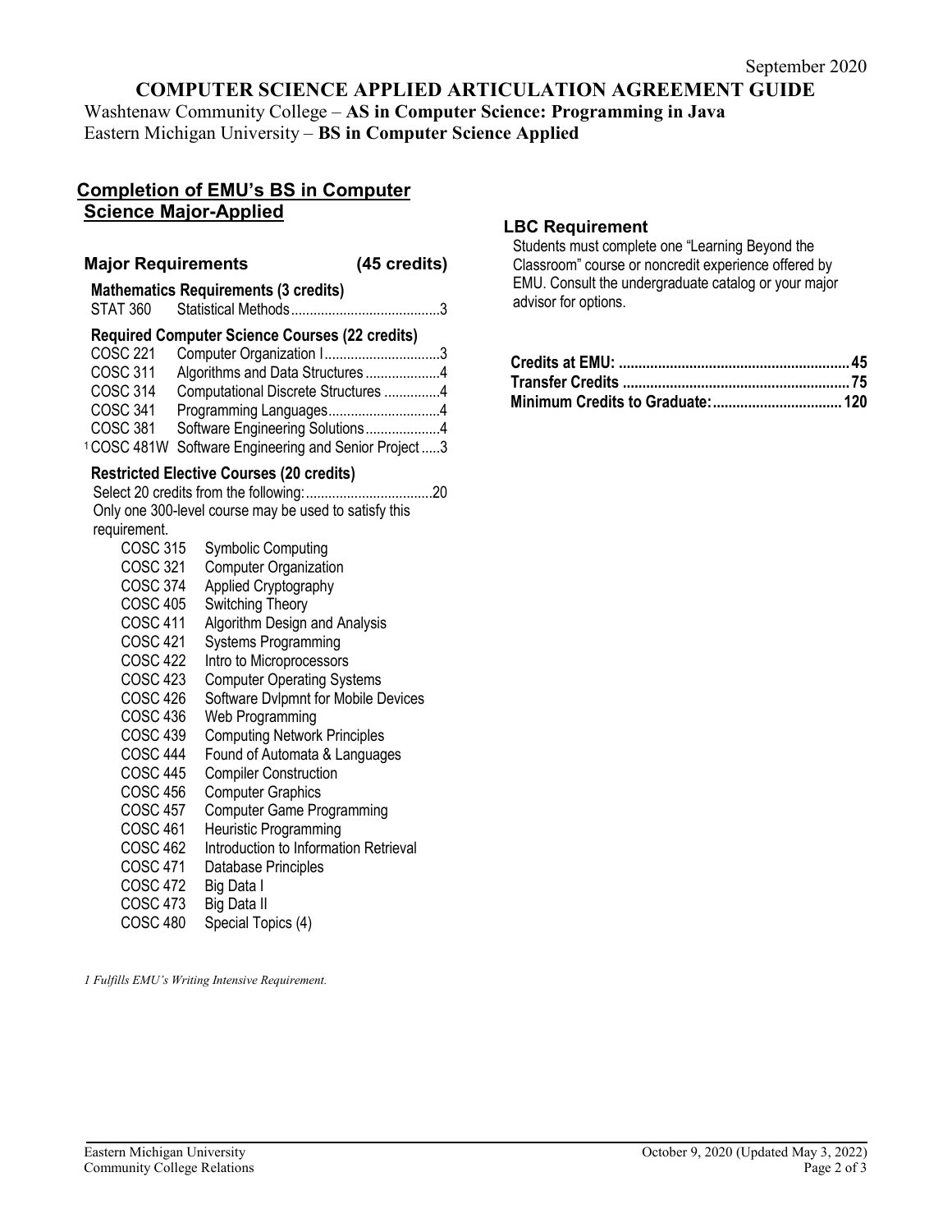September 2020

# COMPUTER SCIENCE APPLIED ARTICULATION AGREEMENT GUIDE

Washtenaw Community College – **AS in Computer Science: Programming in Java**
Eastern Michigan University – **BS in Computer Science Applied**

## Completion of EMU's BS in Computer Science Major-Applied

### Major Requirements (45 credits)

**Mathematics Requirements (3 credits)**

STAT 360 Statistical Methods........................................3

**Required Computer Science Courses (22 credits)**

COSC 221 Computer Organization I...............................3
COSC 311 Algorithms and Data Structures....................4
COSC 314 Computational Discrete Structures ...............4
COSC 341 Programming Languages..............................4
COSC 381 Software Engineering Solutions....................4
[1] COSC 481W Software Engineering and Senior Project .....3

**Restricted Elective Courses (20 credits)**

Select 20 credits from the following:..................................20
Only one 300-level course may be used to satisfy this requirement.

- COSC 315 Symbolic Computing
- COSC 321 Computer Organization
- COSC 374 Applied Cryptography
- COSC 405 Switching Theory
- COSC 411 Algorithm Design and Analysis
- COSC 421 Systems Programming
- COSC 422 Intro to Microprocessors
- COSC 423 Computer Operating Systems
- COSC 426 Software Dvlpmnt for Mobile Devices
- COSC 436 Web Programming
- COSC 439 Computing Network Principles
- COSC 444 Found of Automata & Languages
- COSC 445 Compiler Construction
- COSC 456 Computer Graphics
- COSC 457 Computer Game Programming
- COSC 461 Heuristic Programming
- COSC 462 Introduction to Information Retrieval
- COSC 471 Database Principles
- COSC 472 Big Data I
- COSC 473 Big Data II
- COSC 480 Special Topics (4)

*1 Fulfills EMU's Writing Intensive Requirement.*

### LBC Requirement

Students must complete one "Learning Beyond the Classroom" course or noncredit experience offered by EMU. Consult the undergraduate catalog or your major advisor for options.

**Credits at EMU: ........................................................... 45**
**Transfer Credits ........................................................... 75**
**Minimum Credits to Graduate:................................. 120**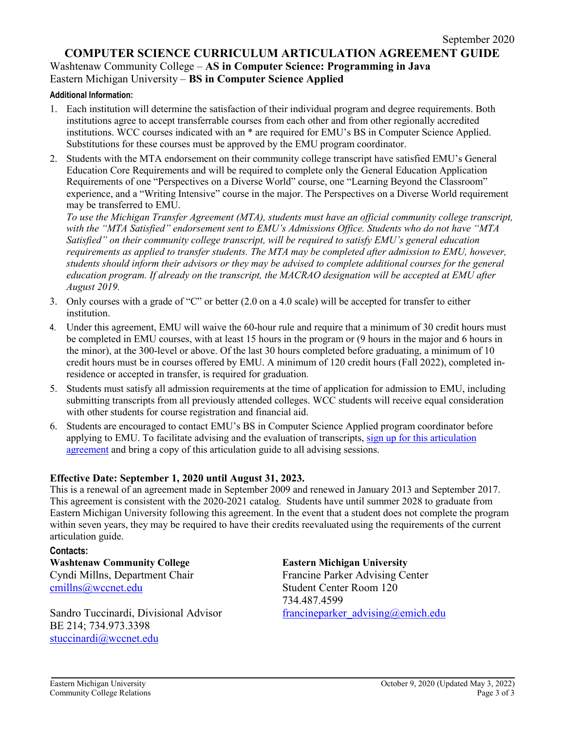September 2020

# COMPUTER SCIENCE CURRICULUM ARTICULATION AGREEMENT GUIDE

Washtenaw Community College – **AS in Computer Science: Programming in Java**
Eastern Michigan University – **BS in Computer Science Applied**

**Additional Information:**

1. Each institution will determine the satisfaction of their individual program and degree requirements. Both institutions agree to accept transferrable courses from each other and from other regionally accredited institutions. WCC courses indicated with an * are required for EMU's BS in Computer Science Applied. Substitutions for these courses must be approved by the EMU program coordinator.
2. Students with the MTA endorsement on their community college transcript have satisfied EMU's General Education Core Requirements and will be required to complete only the General Education Application Requirements of one "Perspectives on a Diverse World" course, one "Learning Beyond the Classroom" experience, and a "Writing Intensive" course in the major. The Perspectives on a Diverse World requirement may be transferred to EMU.
   *To use the Michigan Transfer Agreement (MTA), students must have an official community college transcript, with the "MTA Satisfied" endorsement sent to EMU's Admissions Office. Students who do not have "MTA Satisfied" on their community college transcript, will be required to satisfy EMU's general education requirements as applied to transfer students. The MTA may be completed after admission to EMU, however, students should inform their advisors or they may be advised to complete additional courses for the general education program. If already on the transcript, the MACRAO designation will be accepted at EMU after August 2019.*
3. Only courses with a grade of "C" or better (2.0 on a 4.0 scale) will be accepted for transfer to either institution.
4. Under this agreement, EMU will waive the 60-hour rule and require that a minimum of 30 credit hours must be completed in EMU courses, with at least 15 hours in the program or (9 hours in the major and 6 hours in the minor), at the 300-level or above. Of the last 30 hours completed before graduating, a minimum of 10 credit hours must be in courses offered by EMU. A minimum of 120 credit hours (Fall 2022), completed in-residence or accepted in transfer, is required for graduation.
5. Students must satisfy all admission requirements at the time of application for admission to EMU, including submitting transcripts from all previously attended colleges. WCC students will receive equal consideration with other students for course registration and financial aid.
6. Students are encouraged to contact EMU's BS in Computer Science Applied program coordinator before applying to EMU. To facilitate advising and the evaluation of transcripts, sign up for this articulation agreement and bring a copy of this articulation guide to all advising sessions.

**Effective Date: September 1, 2020 until August 31, 2023.**
This is a renewal of an agreement made in September 2009 and renewed in January 2013 and September 2017. This agreement is consistent with the 2020-2021 catalog. Students have until summer 2028 to graduate from Eastern Michigan University following this agreement. In the event that a student does not complete the program within seven years, they may be required to have their credits reevaluated using the requirements of the current articulation guide.

**Contacts:**

**Washtenaw Community College**
Cyndi Millns, Department Chair
cmillns@wccnet.edu

Sandro Tuccinardi, Divisional Advisor
BE 214; 734.973.3398
stuccinardi@wccnet.edu

**Eastern Michigan University**
Francine Parker Advising Center
Student Center Room 120
734.487.4599
francineparker_advising@emich.edu

Eastern Michigan University
Community College Relations

October 9, 2020 (Updated May 3, 2022)